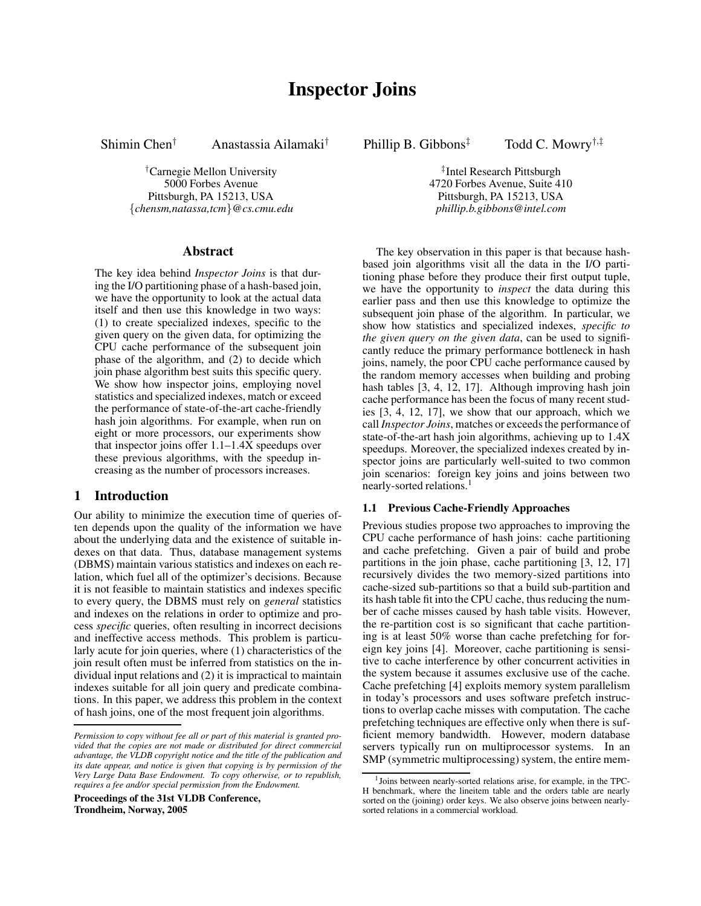# Inspector Joins

Shimin Chen[†] Anastassia Ailamaki[†] Phillip B. Gibbons[‡] Todd C. Mowry[†,‡]

[†]Carnegie Mellon University
5000 Forbes Avenue
Pittsburgh, PA 15213, USA
{*chensm,natassa,tcm*}*@cs.cmu.edu*

[‡]Intel Research Pittsburgh
4720 Forbes Avenue, Suite 410
Pittsburgh, PA 15213, USA
*phillip.b.gibbons@intel.com*

## Abstract

The key idea behind *Inspector Joins* is that during the I/O partitioning phase of a hash-based join, we have the opportunity to look at the actual data itself and then use this knowledge in two ways: (1) to create specialized indexes, specific to the given query on the given data, for optimizing the CPU cache performance of the subsequent join phase of the algorithm, and (2) to decide which join phase algorithm best suits this specific query. We show how inspector joins, employing novel statistics and specialized indexes, match or exceed the performance of state-of-the-art cache-friendly hash join algorithms. For example, when run on eight or more processors, our experiments show that inspector joins offer 1.1–1.4X speedups over these previous algorithms, with the speedup increasing as the number of processors increases.

## 1 Introduction

Our ability to minimize the execution time of queries often depends upon the quality of the information we have about the underlying data and the existence of suitable indexes on that data. Thus, database management systems (DBMS) maintain various statistics and indexes on each relation, which fuel all of the optimizer's decisions. Because it is not feasible to maintain statistics and indexes specific to every query, the DBMS must rely on *general* statistics and indexes on the relations in order to optimize and process *specific* queries, often resulting in incorrect decisions and ineffective access methods. This problem is particularly acute for join queries, where (1) characteristics of the join result often must be inferred from statistics on the individual input relations and (2) it is impractical to maintain indexes suitable for all join query and predicate combinations. In this paper, we address this problem in the context of hash joins, one of the most frequent join algorithms.

*Permission to copy without fee all or part of this material is granted provided that the copies are not made or distributed for direct commercial advantage, the VLDB copyright notice and the title of the publication and its date appear, and notice is given that copying is by permission of the Very Large Data Base Endowment. To copy otherwise, or to republish, requires a fee and/or special permission from the Endowment.*

**Proceedings of the 31st VLDB Conference, Trondheim, Norway, 2005**

The key observation in this paper is that because hash-based join algorithms visit all the data in the I/O partitioning phase before they produce their first output tuple, we have the opportunity to *inspect* the data during this earlier pass and then use this knowledge to optimize the subsequent join phase of the algorithm. In particular, we show how statistics and specialized indexes, *specific to the given query on the given data*, can be used to significantly reduce the primary performance bottleneck in hash joins, namely, the poor CPU cache performance caused by the random memory accesses when building and probing hash tables [3, 4, 12, 17]. Although improving hash join cache performance has been the focus of many recent studies [3, 4, 12, 17], we show that our approach, which we call *Inspector Joins*, matches or exceeds the performance of state-of-the-art hash join algorithms, achieving up to 1.4X speedups. Moreover, the specialized indexes created by inspector joins are particularly well-suited to two common join scenarios: foreign key joins and joins between two nearly-sorted relations.[1]

### 1.1 Previous Cache-Friendly Approaches

Previous studies propose two approaches to improving the CPU cache performance of hash joins: cache partitioning and cache prefetching. Given a pair of build and probe partitions in the join phase, cache partitioning [3, 12, 17] recursively divides the two memory-sized partitions into cache-sized sub-partitions so that a build sub-partition and its hash table fit into the CPU cache, thus reducing the number of cache misses caused by hash table visits. However, the re-partition cost is so significant that cache partitioning is at least 50% worse than cache prefetching for foreign key joins [4]. Moreover, cache partitioning is sensitive to cache interference by other concurrent activities in the system because it assumes exclusive use of the cache. Cache prefetching [4] exploits memory system parallelism in today's processors and uses software prefetch instructions to overlap cache misses with computation. The cache prefetching techniques are effective only when there is sufficient memory bandwidth. However, modern database servers typically run on multiprocessor systems. In an SMP (symmetric multiprocessing) system, the entire mem-

[1]Joins between nearly-sorted relations arise, for example, in the TPC-H benchmark, where the lineitem table and the orders table are nearly sorted on the (joining) order keys. We also observe joins between nearly-sorted relations in a commercial workload.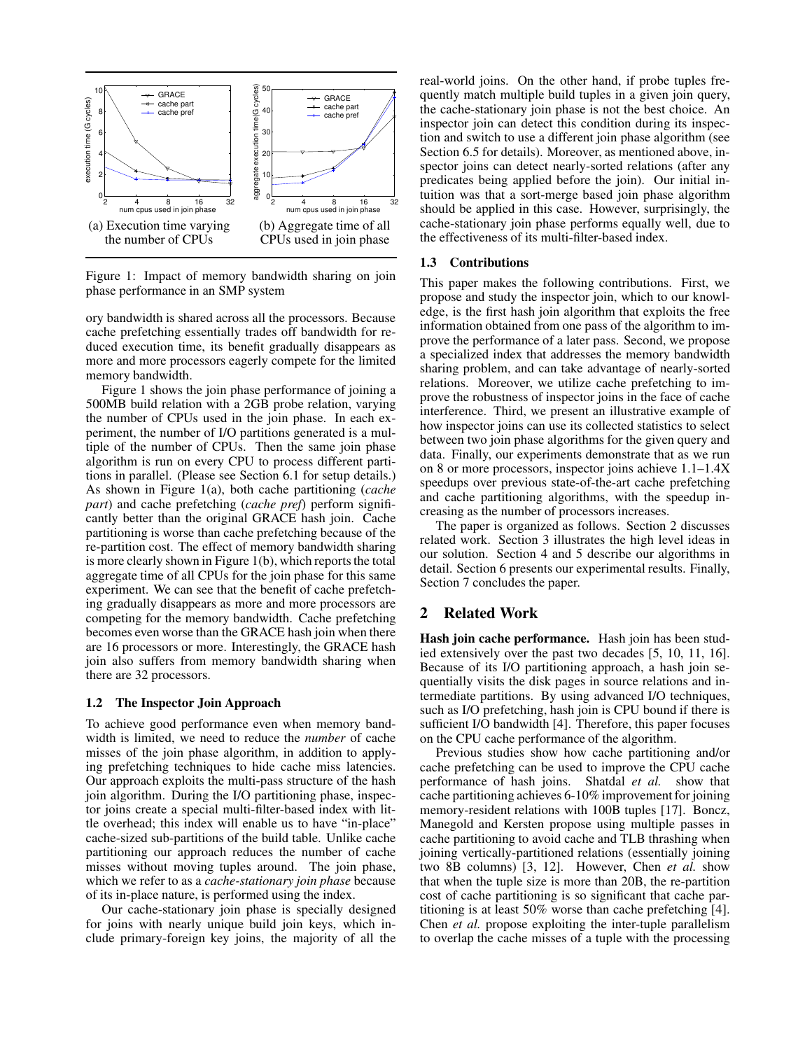(a) Execution time varying the number of CPUs

(b) Aggregate time of all CPUs used in join phase

Figure 1: Impact of memory bandwidth sharing on join phase performance in an SMP system

ory bandwidth is shared across all the processors. Because cache prefetching essentially trades off bandwidth for reduced execution time, its benefit gradually disappears as more and more processors eagerly compete for the limited memory bandwidth.

Figure 1 shows the join phase performance of joining a 500MB build relation with a 2GB probe relation, varying the number of CPUs used in the join phase. In each experiment, the number of I/O partitions generated is a multiple of the number of CPUs. Then the same join phase algorithm is run on every CPU to process different partitions in parallel. (Please see Section 6.1 for setup details.) As shown in Figure 1(a), both cache partitioning (*cache part*) and cache prefetching (*cache pref*) perform significantly better than the original GRACE hash join. Cache partitioning is worse than cache prefetching because of the re-partition cost. The effect of memory bandwidth sharing is more clearly shown in Figure 1(b), which reports the total aggregate time of all CPUs for the join phase for this same experiment. We can see that the benefit of cache prefetching gradually disappears as more and more processors are competing for the memory bandwidth. Cache prefetching becomes even worse than the GRACE hash join when there are 16 processors or more. Interestingly, the GRACE hash join also suffers from memory bandwidth sharing when there are 32 processors.

### 1.2 The Inspector Join Approach

To achieve good performance even when memory bandwidth is limited, we need to reduce the *number* of cache misses of the join phase algorithm, in addition to applying prefetching techniques to hide cache miss latencies. Our approach exploits the multi-pass structure of the hash join algorithm. During the I/O partitioning phase, inspector joins create a special multi-filter-based index with little overhead; this index will enable us to have "in-place" cache-sized sub-partitions of the build table. Unlike cache partitioning our approach reduces the number of cache misses without moving tuples around. The join phase, which we refer to as a *cache-stationary join phase* because of its in-place nature, is performed using the index.

Our cache-stationary join phase is specially designed for joins with nearly unique build join keys, which include primary-foreign key joins, the majority of all the real-world joins. On the other hand, if probe tuples frequently match multiple build tuples in a given join query, the cache-stationary join phase is not the best choice. An inspector join can detect this condition during its inspection and switch to use a different join phase algorithm (see Section 6.5 for details). Moreover, as mentioned above, inspector joins can detect nearly-sorted relations (after any predicates being applied before the join). Our initial intuition was that a sort-merge based join phase algorithm should be applied in this case. However, surprisingly, the cache-stationary join phase performs equally well, due to the effectiveness of its multi-filter-based index.

### 1.3 Contributions

This paper makes the following contributions. First, we propose and study the inspector join, which to our knowledge, is the first hash join algorithm that exploits the free information obtained from one pass of the algorithm to improve the performance of a later pass. Second, we propose a specialized index that addresses the memory bandwidth sharing problem, and can take advantage of nearly-sorted relations. Moreover, we utilize cache prefetching to improve the robustness of inspector joins in the face of cache interference. Third, we present an illustrative example of how inspector joins can use its collected statistics to select between two join phase algorithms for the given query and data. Finally, our experiments demonstrate that as we run on 8 or more processors, inspector joins achieve 1.1–1.4X speedups over previous state-of-the-art cache prefetching and cache partitioning algorithms, with the speedup increasing as the number of processors increases.

The paper is organized as follows. Section 2 discusses related work. Section 3 illustrates the high level ideas in our solution. Section 4 and 5 describe our algorithms in detail. Section 6 presents our experimental results. Finally, Section 7 concludes the paper.

## 2 Related Work

**Hash join cache performance.** Hash join has been studied extensively over the past two decades [5, 10, 11, 16]. Because of its I/O partitioning approach, a hash join sequentially visits the disk pages in source relations and intermediate partitions. By using advanced I/O techniques, such as I/O prefetching, hash join is CPU bound if there is sufficient I/O bandwidth [4]. Therefore, this paper focuses on the CPU cache performance of the algorithm.

Previous studies show how cache partitioning and/or cache prefetching can be used to improve the CPU cache performance of hash joins. Shatdal *et al.* show that cache partitioning achieves 6-10% improvement for joining memory-resident relations with 100B tuples [17]. Boncz, Manegold and Kersten propose using multiple passes in cache partitioning to avoid cache and TLB thrashing when joining vertically-partitioned relations (essentially joining two 8B columns) [3, 12]. However, Chen *et al.* show that when the tuple size is more than 20B, the re-partition cost of cache partitioning is so significant that cache partitioning is at least 50% worse than cache prefetching [4]. Chen *et al.* propose exploiting the inter-tuple parallelism to overlap the cache misses of a tuple with the processing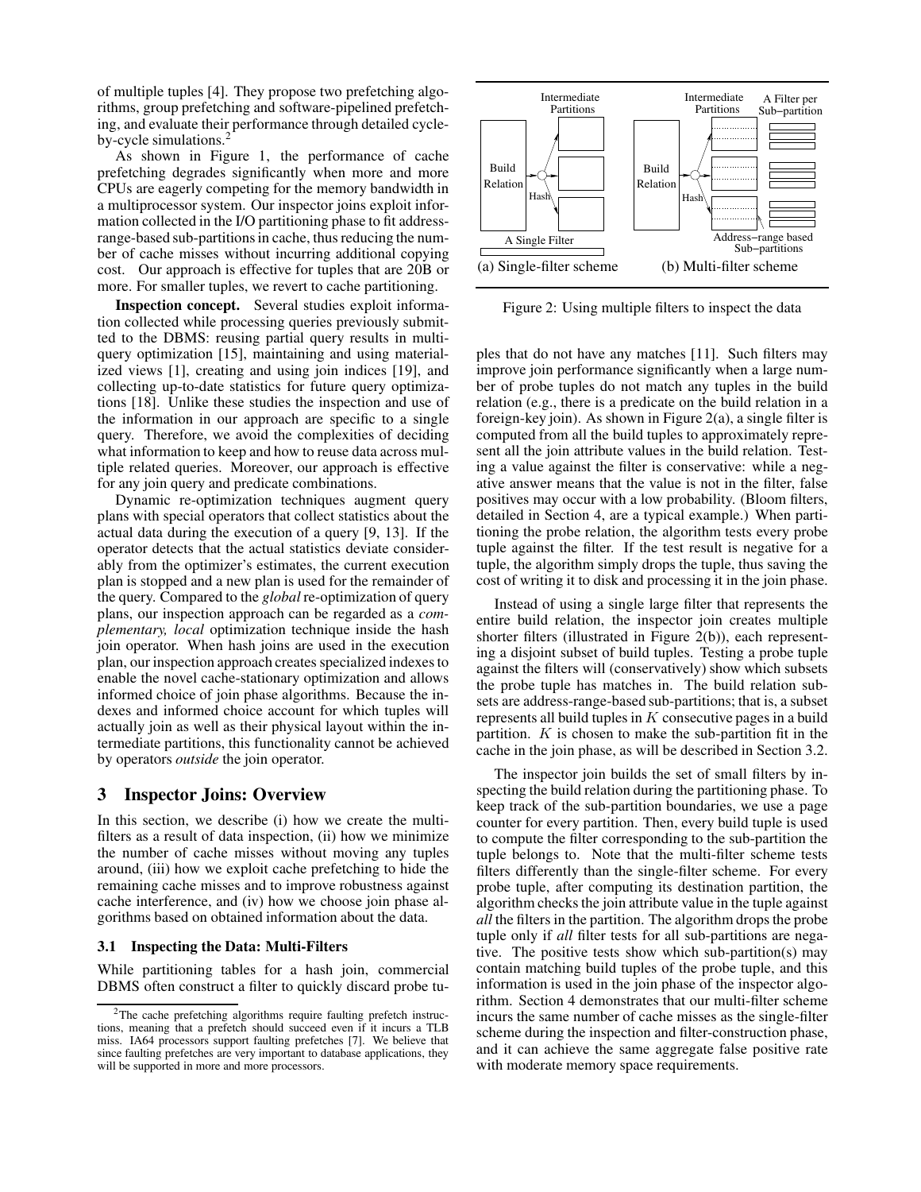of multiple tuples [4]. They propose two prefetching algorithms, group prefetching and software-pipelined prefetching, and evaluate their performance through detailed cycle-by-cycle simulations.[2]

As shown in Figure 1, the performance of cache prefetching degrades significantly when more and more CPUs are eagerly competing for the memory bandwidth in a multiprocessor system. Our inspector joins exploit information collected in the I/O partitioning phase to fit address-range-based sub-partitions in cache, thus reducing the number of cache misses without incurring additional copying cost. Our approach is effective for tuples that are 20B or more. For smaller tuples, we revert to cache partitioning.

**Inspection concept.** Several studies exploit information collected while processing queries previously submitted to the DBMS: reusing partial query results in multi-query optimization [15], maintaining and using materialized views [1], creating and using join indices [19], and collecting up-to-date statistics for future query optimizations [18]. Unlike these studies the inspection and use of the information in our approach are specific to a single query. Therefore, we avoid the complexities of deciding what information to keep and how to reuse data across multiple related queries. Moreover, our approach is effective for any join query and predicate combinations.

Dynamic re-optimization techniques augment query plans with special operators that collect statistics about the actual data during the execution of a query [9, 13]. If the operator detects that the actual statistics deviate considerably from the optimizer's estimates, the current execution plan is stopped and a new plan is used for the remainder of the query. Compared to the *global* re-optimization of query plans, our inspection approach can be regarded as a *complementary, local* optimization technique inside the hash join operator. When hash joins are used in the execution plan, our inspection approach creates specialized indexes to enable the novel cache-stationary optimization and allows informed choice of join phase algorithms. Because the indexes and informed choice account for which tuples will actually join as well as their physical layout within the intermediate partitions, this functionality cannot be achieved by operators *outside* the join operator.

# 3 Inspector Joins: Overview

In this section, we describe (i) how we create the multi-filters as a result of data inspection, (ii) how we minimize the number of cache misses without moving any tuples around, (iii) how we exploit cache prefetching to hide the remaining cache misses and to improve robustness against cache interference, and (iv) how we choose join phase algorithms based on obtained information about the data.

## 3.1 Inspecting the Data: Multi-Filters

While partitioning tables for a hash join, commercial DBMS often construct a filter to quickly discard probe tuples that do not have any matches [11]. Such filters may improve join performance significantly when a large number of probe tuples do not match any tuples in the build relation (e.g., there is a predicate on the build relation in a foreign-key join). As shown in Figure 2(a), a single filter is computed from all the build tuples to approximately represent all the join attribute values in the build relation. Testing a value against the filter is conservative: while a negative answer means that the value is not in the filter, false positives may occur with a low probability. (Bloom filters, detailed in Section 4, are a typical example.) When partitioning the probe relation, the algorithm tests every probe tuple against the filter. If the test result is negative for a tuple, the algorithm simply drops the tuple, thus saving the cost of writing it to disk and processing it in the join phase.

Figure 2: Using multiple filters to inspect the data

Instead of using a single large filter that represents the entire build relation, the inspector join creates multiple shorter filters (illustrated in Figure 2(b)), each representing a disjoint subset of build tuples. Testing a probe tuple against the filters will (conservatively) show which subsets the probe tuple has matches in. The build relation subsets are address-range-based sub-partitions; that is, a subset represents all build tuples in $K$ consecutive pages in a build partition. $K$ is chosen to make the sub-partition fit in the cache in the join phase, as will be described in Section 3.2.

The inspector join builds the set of small filters by inspecting the build relation during the partitioning phase. To keep track of the sub-partition boundaries, we use a page counter for every partition. Then, every build tuple is used to compute the filter corresponding to the sub-partition the tuple belongs to. Note that the multi-filter scheme tests filters differently than the single-filter scheme. For every probe tuple, after computing its destination partition, the algorithm checks the join attribute value in the tuple against *all* the filters in the partition. The algorithm drops the probe tuple only if *all* filter tests for all sub-partitions are negative. The positive tests show which sub-partition(s) may contain matching build tuples of the probe tuple, and this information is used in the join phase of the inspector algorithm. Section 4 demonstrates that our multi-filter scheme incurs the same number of cache misses as the single-filter scheme during the inspection and filter-construction phase, and it can achieve the same aggregate false positive rate with moderate memory space requirements.

[2] The cache prefetching algorithms require faulting prefetch instructions, meaning that a prefetch should succeed even if it incurs a TLB miss. IA64 processors support faulting prefetches [7]. We believe that since faulting prefetches are very important to database applications, they will be supported in more and more processors.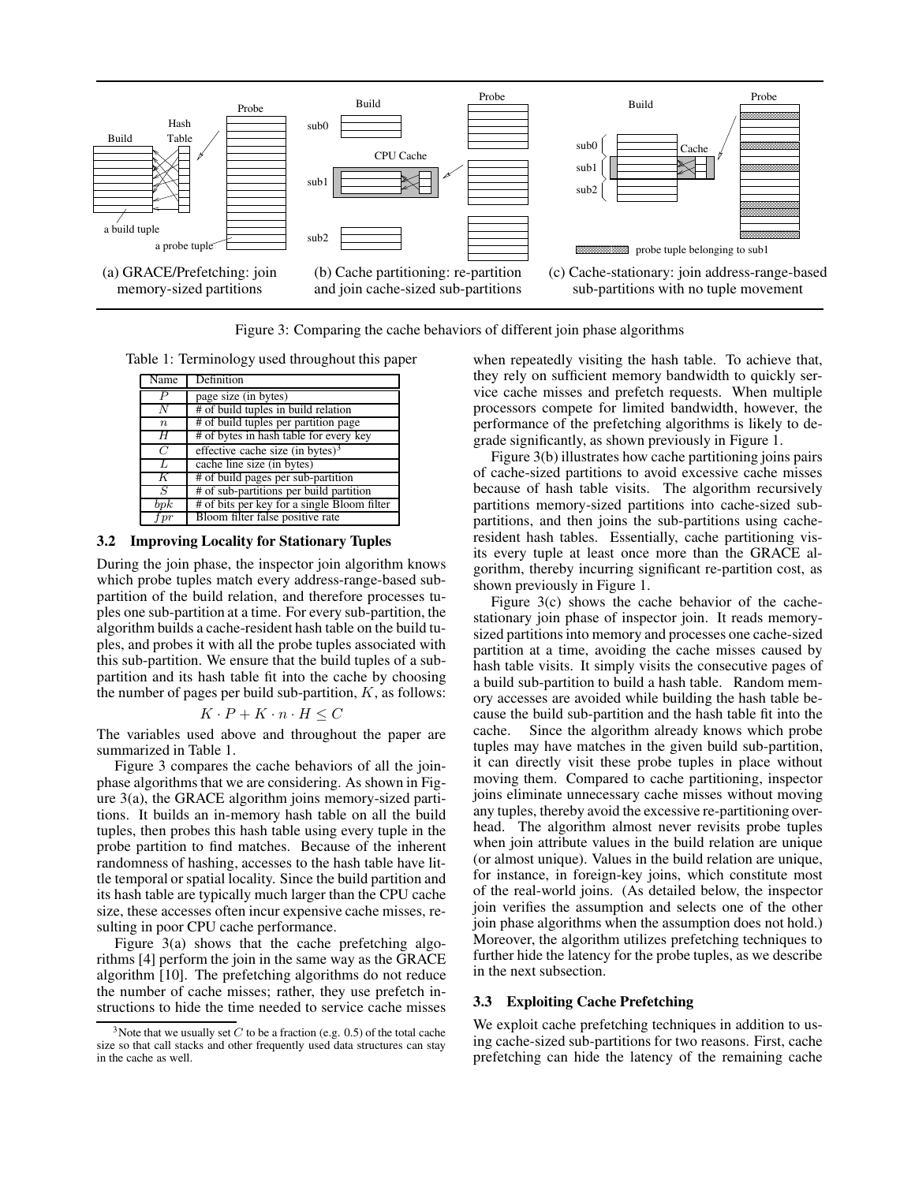Figure 3: Comparing the cache behaviors of different join phase algorithms

(a) GRACE/Prefetching: join memory-sized partitions

(b) Cache partitioning: re-partition and join cache-sized sub-partitions

(c) Cache-stationary: join address-range-based sub-partitions with no tuple movement

Table 1: Terminology used throughout this paper

| Name | Definition |
|---|---|
| $P$ | page size (in bytes) |
| $N$ | # of build tuples in build relation |
| $n$ | # of build tuples per partition page |
| $H$ | # of bytes in hash table for every key |
| $C$ | effective cache size (in bytes)[3] |
| $L$ | cache line size (in bytes) |
| $K$ | # of build pages per sub-partition |
| $S$ | # of sub-partitions per build partition |
| $bpk$ | # of bits per key for a single Bloom filter |
| $fpr$ | Bloom filter false positive rate |

## 3.2 Improving Locality for Stationary Tuples

During the join phase, the inspector join algorithm knows which probe tuples match every address-range-based sub-partition of the build relation, and therefore processes tuples one sub-partition at a time. For every sub-partition, the algorithm builds a cache-resident hash table on the build tuples, and probes it with all the probe tuples associated with this sub-partition. We ensure that the build tuples of a sub-partition and its hash table fit into the cache by choosing the number of pages per build sub-partition, $K$, as follows:

$$K \cdot P + K \cdot n \cdot H \leq C$$

The variables used above and throughout the paper are summarized in Table 1.

Figure 3 compares the cache behaviors of all the join-phase algorithms that we are considering. As shown in Figure 3(a), the GRACE algorithm joins memory-sized partitions. It builds an in-memory hash table on all the build tuples, then probes this hash table using every tuple in the probe partition to find matches. Because of the inherent randomness of hashing, accesses to the hash table have little temporal or spatial locality. Since the build partition and its hash table are typically much larger than the CPU cache size, these accesses often incur expensive cache misses, resulting in poor CPU cache performance.

Figure 3(a) shows that the cache prefetching algorithms [4] perform the join in the same way as the GRACE algorithm [10]. The prefetching algorithms do not reduce the number of cache misses; rather, they use prefetch instructions to hide the time needed to service cache misses when repeatedly visiting the hash table. To achieve that, they rely on sufficient memory bandwidth to quickly service cache misses and prefetch requests. When multiple processors compete for limited bandwidth, however, the performance of the prefetching algorithms is likely to degrade significantly, as shown previously in Figure 1.

Figure 3(b) illustrates how cache partitioning joins pairs of cache-sized partitions to avoid excessive cache misses because of hash table visits. The algorithm recursively partitions memory-sized partitions into cache-sized sub-partitions, and then joins the sub-partitions using cache-resident hash tables. Essentially, cache partitioning visits every tuple at least once more than the GRACE algorithm, thereby incurring significant re-partition cost, as shown previously in Figure 1.

Figure 3(c) shows the cache behavior of the cache-stationary join phase of inspector join. It reads memory-sized partitions into memory and processes one cache-sized partition at a time, avoiding the cache misses caused by hash table visits. It simply visits the consecutive pages of a build sub-partition to build a hash table. Random memory accesses are avoided while building the hash table because the build sub-partition and the hash table fit into the cache. Since the algorithm already knows which probe tuples may have matches in the given build sub-partition, it can directly visit these probe tuples in place without moving them. Compared to cache partitioning, inspector joins eliminate unnecessary cache misses without moving any tuples, thereby avoid the excessive re-partitioning overhead. The algorithm almost never revisits probe tuples when join attribute values in the build relation are unique (or almost unique). Values in the build relation are unique, for instance, in foreign-key joins, which constitute most of the real-world joins. (As detailed below, the inspector join verifies the assumption and selects one of the other join phase algorithms when the assumption does not hold.) Moreover, the algorithm utilizes prefetching techniques to further hide the latency for the probe tuples, as we describe in the next subsection.

## 3.3 Exploiting Cache Prefetching

We exploit cache prefetching techniques in addition to using cache-sized sub-partitions for two reasons. First, cache prefetching can hide the latency of the remaining cache

[3] Note that we usually set $C$ to be a fraction (e.g. 0.5) of the total cache size so that call stacks and other frequently used data structures can stay in the cache as well.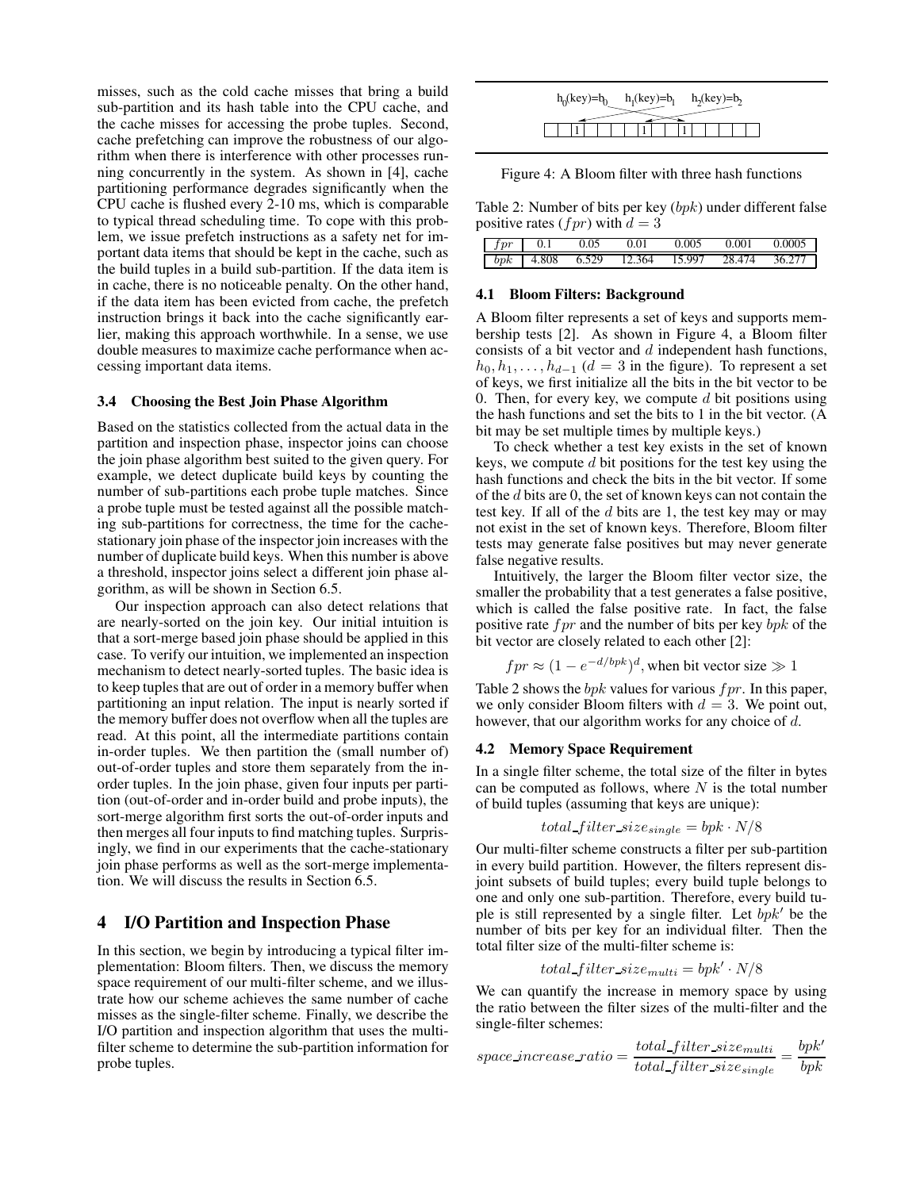misses, such as the cold cache misses that bring a build sub-partition and its hash table into the CPU cache, and the cache misses for accessing the probe tuples. Second, cache prefetching can improve the robustness of our algorithm when there is interference with other processes running concurrently in the system. As shown in [4], cache partitioning performance degrades significantly when the CPU cache is flushed every 2-10 ms, which is comparable to typical thread scheduling time. To cope with this problem, we issue prefetch instructions as a safety net for important data items that should be kept in the cache, such as the build tuples in a build sub-partition. If the data item is in cache, there is no noticeable penalty. On the other hand, if the data item has been evicted from cache, the prefetch instruction brings it back into the cache significantly earlier, making this approach worthwhile. In a sense, we use double measures to maximize cache performance when accessing important data items.

### 3.4 Choosing the Best Join Phase Algorithm

Based on the statistics collected from the actual data in the partition and inspection phase, inspector joins can choose the join phase algorithm best suited to the given query. For example, we detect duplicate build keys by counting the number of sub-partitions each probe tuple matches. Since a probe tuple must be tested against all the possible matching sub-partitions for correctness, the time for the cache-stationary join phase of the inspector join increases with the number of duplicate build keys. When this number is above a threshold, inspector joins select a different join phase algorithm, as will be shown in Section 6.5.

Our inspection approach can also detect relations that are nearly-sorted on the join key. Our initial intuition is that a sort-merge based join phase should be applied in this case. To verify our intuition, we implemented an inspection mechanism to detect nearly-sorted tuples. The basic idea is to keep tuples that are out of order in a memory buffer when partitioning an input relation. The input is nearly sorted if the memory buffer does not overflow when all the tuples are read. At this point, all the intermediate partitions contain in-order tuples. We then partition the (small number of) out-of-order tuples and store them separately from the in-order tuples. In the join phase, given four inputs per partition (out-of-order and in-order build and probe inputs), the sort-merge algorithm first sorts the out-of-order inputs and then merges all four inputs to find matching tuples. Surprisingly, we find in our experiments that the cache-stationary join phase performs as well as the sort-merge implementation. We will discuss the results in Section 6.5.

## 4 I/O Partition and Inspection Phase

In this section, we begin by introducing a typical filter implementation: Bloom filters. Then, we discuss the memory space requirement of our multi-filter scheme, and we illustrate how our scheme achieves the same number of cache misses as the single-filter scheme. Finally, we describe the I/O partition and inspection algorithm that uses the multi-filter scheme to determine the sub-partition information for probe tuples.

$h_0(key)=b_0$ $h_1(key)=b_1$ $h_2(key)=b_2$

Figure 4: A Bloom filter with three hash functions

Table 2: Number of bits per key ($bpk$) under different false positive rates ($fpr$) with $d = 3$

| $fpr$ | 0.1 | 0.05 | 0.01 | 0.005 | 0.001 | 0.0005 |
|---|---|---|---|---|---|---|
| $bpk$ | 4.808 | 6.529 | 12.364 | 15.997 | 28.474 | 36.277 |

### 4.1 Bloom Filters: Background

A Bloom filter represents a set of keys and supports membership tests [2]. As shown in Figure 4, a Bloom filter consists of a bit vector and $d$ independent hash functions, $h_0, h_1, \ldots, h_{d-1}$ ($d = 3$ in the figure). To represent a set of keys, we first initialize all the bits in the bit vector to be 0. Then, for every key, we compute $d$ bit positions using the hash functions and set the bits to 1 in the bit vector. (A bit may be set multiple times by multiple keys.)

To check whether a test key exists in the set of known keys, we compute $d$ bit positions for the test key using the hash functions and check the bits in the bit vector. If some of the $d$ bits are 0, the set of known keys can not contain the test key. If all of the $d$ bits are 1, the test key may or may not exist in the set of known keys. Therefore, Bloom filter tests may generate false positives but may never generate false negative results.

Intuitively, the larger the Bloom filter vector size, the smaller the probability that a test generates a false positive, which is called the false positive rate. In fact, the false positive rate $fpr$ and the number of bits per key $bpk$ of the bit vector are closely related to each other [2]:

$$fpr \approx (1 - e^{-d/bpk})^d, \text{when bit vector size} \gg 1$$

Table 2 shows the $bpk$ values for various $fpr$. In this paper, we only consider Bloom filters with $d = 3$. We point out, however, that our algorithm works for any choice of $d$.

### 4.2 Memory Space Requirement

In a single filter scheme, the total size of the filter in bytes can be computed as follows, where $N$ is the total number of build tuples (assuming that keys are unique):

$$total\_filter\_size_{single} = bpk \cdot N/8$$

Our multi-filter scheme constructs a filter per sub-partition in every build partition. However, the filters represent disjoint subsets of build tuples; every build tuple belongs to one and only one sub-partition. Therefore, every build tuple is still represented by a single filter. Let $bpk'$ be the number of bits per key for an individual filter. Then the total filter size of the multi-filter scheme is:

$$total\_filter\_size_{multi} = bpk' \cdot N/8$$

We can quantify the increase in memory space by using the ratio between the filter sizes of the multi-filter and the single-filter schemes:

$$space\_increase\_ratio = \frac{total\_filter\_size_{multi}}{total\_filter\_size_{single}} = \frac{bpk'}{bpk}$$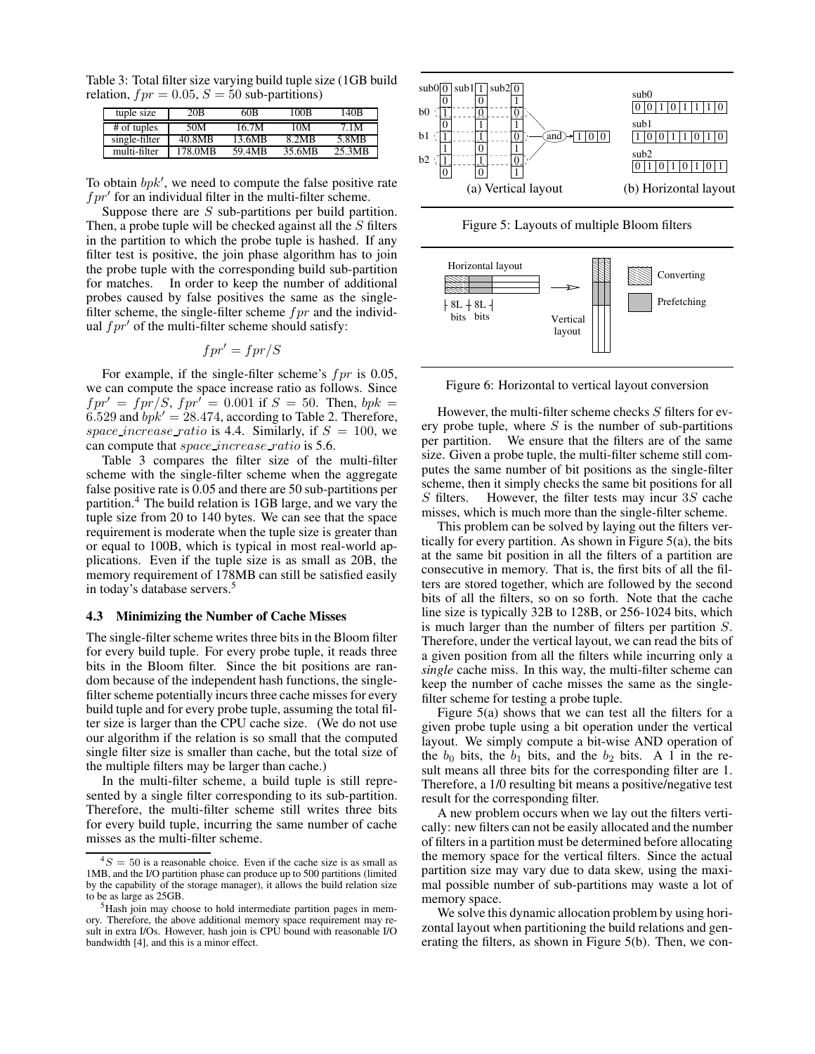Table 3: Total filter size varying build tuple size (1GB build relation, $fpr = 0.05$, $S = 50$ sub-partitions)

| tuple size | 20B | 60B | 100B | 140B |
|---|---|---|---|---|
| # of tuples | 50M | 16.7M | 10M | 7.1M |
| single-filter | 40.8MB | 13.6MB | 8.2MB | 5.8MB |
| multi-filter | 178.0MB | 59.4MB | 35.6MB | 25.3MB |

To obtain $bpk'$, we need to compute the false positive rate $fpr'$ for an individual filter in the multi-filter scheme.

Suppose there are $S$ sub-partitions per build partition. Then, a probe tuple will be checked against all the $S$ filters in the partition to which the probe tuple is hashed. If any filter test is positive, the join phase algorithm has to join the probe tuple with the corresponding build sub-partition for matches. In order to keep the number of additional probes caused by false positives the same as the single-filter scheme, the single-filter scheme $fpr$ and the individual $fpr'$ of the multi-filter scheme should satisfy:

$$fpr' = fpr/S$$

For example, if the single-filter scheme's $fpr$ is 0.05, we can compute the space increase ratio as follows. Since $fpr' = fpr/S$, $fpr' = 0.001$ if $S = 50$. Then, $bpk = 6.529$ and $bpk' = 28.474$, according to Table 2. Therefore, $space\_increase\_ratio$ is 4.4. Similarly, if $S = 100$, we can compute that $space\_increase\_ratio$ is 5.6.

Table 3 compares the filter size of the multi-filter scheme with the single-filter scheme when the aggregate false positive rate is 0.05 and there are 50 sub-partitions per partition.[4] The build relation is 1GB large, and we vary the tuple size from 20 to 140 bytes. We can see that the space requirement is moderate when the tuple size is greater than or equal to 100B, which is typical in most real-world applications. Even if the tuple size is as small as 20B, the memory requirement of 178MB can still be satisfied easily in today's database servers.[5]

### 4.3 Minimizing the Number of Cache Misses

The single-filter scheme writes three bits in the Bloom filter for every build tuple. For every probe tuple, it reads three bits in the Bloom filter. Since the bit positions are random because of the independent hash functions, the single-filter scheme potentially incurs three cache misses for every build tuple and for every probe tuple, assuming the total filter size is larger than the CPU cache size. (We do not use our algorithm if the relation is so small that the computed single filter size is smaller than cache, but the total size of the multiple filters may be larger than cache.)

In the multi-filter scheme, a build tuple is still represented by a single filter corresponding to its sub-partition. Therefore, the multi-filter scheme still writes three bits for every build tuple, incurring the same number of cache misses as the multi-filter scheme.

[4] $S = 50$ is a reasonable choice. Even if the cache size is as small as 1MB, and the I/O partition phase can produce up to 500 partitions (limited by the capability of the storage manager), it allows the build relation size to be as large as 25GB.

[5] Hash join may choose to hold intermediate partition pages in memory. Therefore, the above additional memory space requirement may result in extra I/Os. However, hash join is CPU bound with reasonable I/O bandwidth [4], and this is a minor effect.

Figure 5: Layouts of multiple Bloom filters

Figure 6: Horizontal to vertical layout conversion

However, the multi-filter scheme checks $S$ filters for every probe tuple, where $S$ is the number of sub-partitions per partition. We ensure that the filters are of the same size. Given a probe tuple, the multi-filter scheme still computes the same number of bit positions as the single-filter scheme, then it simply checks the same bit positions for all $S$ filters. However, the filter tests may incur $3S$ cache misses, which is much more than the single-filter scheme.

This problem can be solved by laying out the filters vertically for every partition. As shown in Figure 5(a), the bits at the same bit position in all the filters of a partition are consecutive in memory. That is, the first bits of all the filters are stored together, which are followed by the second bits of all the filters, so on so forth. Note that the cache line size is typically 32B to 128B, or 256-1024 bits, which is much larger than the number of filters per partition $S$. Therefore, under the vertical layout, we can read the bits of a given position from all the filters while incurring only a *single* cache miss. In this way, the multi-filter scheme can keep the number of cache misses the same as the single-filter scheme for testing a probe tuple.

Figure 5(a) shows that we can test all the filters for a given probe tuple using a bit operation under the vertical layout. We simply compute a bit-wise AND operation of the $b_0$ bits, the $b_1$ bits, and the $b_2$ bits. A 1 in the result means all three bits for the corresponding filter are 1. Therefore, a 1/0 resulting bit means a positive/negative test result for the corresponding filter.

A new problem occurs when we lay out the filters vertically: new filters can not be easily allocated and the number of filters in a partition must be determined before allocating the memory space for the vertical filters. Since the actual partition size may vary due to data skew, using the maximal possible number of sub-partitions may waste a lot of memory space.

We solve this dynamic allocation problem by using horizontal layout when partitioning the build relations and generating the filters, as shown in Figure 5(b). Then, we con-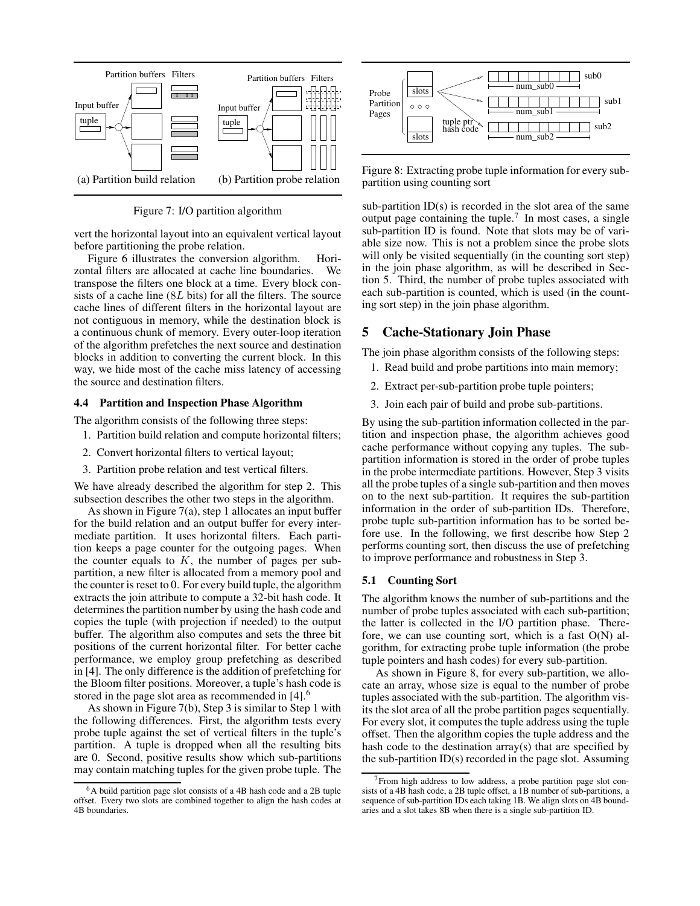(a) Partition build relation (b) Partition probe relation

Figure 7: I/O partition algorithm

vert the horizontal layout into an equivalent vertical layout before partitioning the probe relation.

Figure 6 illustrates the conversion algorithm. Horizontal filters are allocated at cache line boundaries. We transpose the filters one block at a time. Every block consists of a cache line ($8L$ bits) for all the filters. The source cache lines of different filters in the horizontal layout are not contiguous in memory, while the destination block is a continuous chunk of memory. Every outer-loop iteration of the algorithm prefetches the next source and destination blocks in addition to converting the current block. In this way, we hide most of the cache miss latency of accessing the source and destination filters.

### 4.4 Partition and Inspection Phase Algorithm

The algorithm consists of the following three steps:

1. Partition build relation and compute horizontal filters;
2. Convert horizontal filters to vertical layout;
3. Partition probe relation and test vertical filters.

We have already described the algorithm for step 2. This subsection describes the other two steps in the algorithm.

As shown in Figure 7(a), step 1 allocates an input buffer for the build relation and an output buffer for every intermediate partition. It uses horizontal filters. Each partition keeps a page counter for the outgoing pages. When the counter equals to $K$, the number of pages per sub-partition, a new filter is allocated from a memory pool and the counter is reset to 0. For every build tuple, the algorithm extracts the join attribute to compute a 32-bit hash code. It determines the partition number by using the hash code and copies the tuple (with projection if needed) to the output buffer. The algorithm also computes and sets the three bit positions of the current horizontal filter. For better cache performance, we employ group prefetching as described in [4]. The only difference is the addition of prefetching for the Bloom filter positions. Moreover, a tuple's hash code is stored in the page slot area as recommended in [4].[6]

As shown in Figure 7(b), Step 3 is similar to Step 1 with the following differences. First, the algorithm tests every probe tuple against the set of vertical filters in the tuple's partition. A tuple is dropped when all the resulting bits are 0. Second, positive results show which sub-partitions may contain matching tuples for the given probe tuple. The sub-partition ID(s) is recorded in the slot area of the same output page containing the tuple.[7] In most cases, a single sub-partition ID is found. Note that slots may be of variable size now. This is not a problem since the probe slots will only be visited sequentially (in the counting sort step) in the join phase algorithm, as will be described in Section 5. Third, the number of probe tuples associated with each sub-partition is counted, which is used (in the counting sort step) in the join phase algorithm.

Figure 8: Extracting probe tuple information for every sub-partition using counting sort

## 5 Cache-Stationary Join Phase

The join phase algorithm consists of the following steps:

1. Read build and probe partitions into main memory;
2. Extract per-sub-partition probe tuple pointers;
3. Join each pair of build and probe sub-partitions.

By using the sub-partition information collected in the partition and inspection phase, the algorithm achieves good cache performance without copying any tuples. The sub-partition information is stored in the order of probe tuples in the probe intermediate partitions. However, Step 3 visits all the probe tuples of a single sub-partition and then moves on to the next sub-partition. It requires the sub-partition information in the order of sub-partition IDs. Therefore, probe tuple sub-partition information has to be sorted before use. In the following, we first describe how Step 2 performs counting sort, then discuss the use of prefetching to improve performance and robustness in Step 3.

### 5.1 Counting Sort

The algorithm knows the number of sub-partitions and the number of probe tuples associated with each sub-partition; the latter is collected in the I/O partition phase. Therefore, we can use counting sort, which is a fast O(N) algorithm, for extracting probe tuple information (the probe tuple pointers and hash codes) for every sub-partition.

As shown in Figure 8, for every sub-partition, we allocate an array, whose size is equal to the number of probe tuples associated with the sub-partition. The algorithm visits the slot area of all the probe partition pages sequentially. For every slot, it computes the tuple address using the tuple offset. Then the algorithm copies the tuple address and the hash code to the destination array(s) that are specified by the sub-partition ID(s) recorded in the page slot. Assuming

[6] A build partition page slot consists of a 4B hash code and a 2B tuple offset. Every two slots are combined together to align the hash codes at 4B boundaries.

[7] From high address to low address, a probe partition page slot consists of a 4B hash code, a 2B tuple offset, a 1B number of sub-partitions, a sequence of sub-partition IDs each taking 1B. We align slots on 4B boundaries and a slot takes 8B when there is a single sub-partition ID.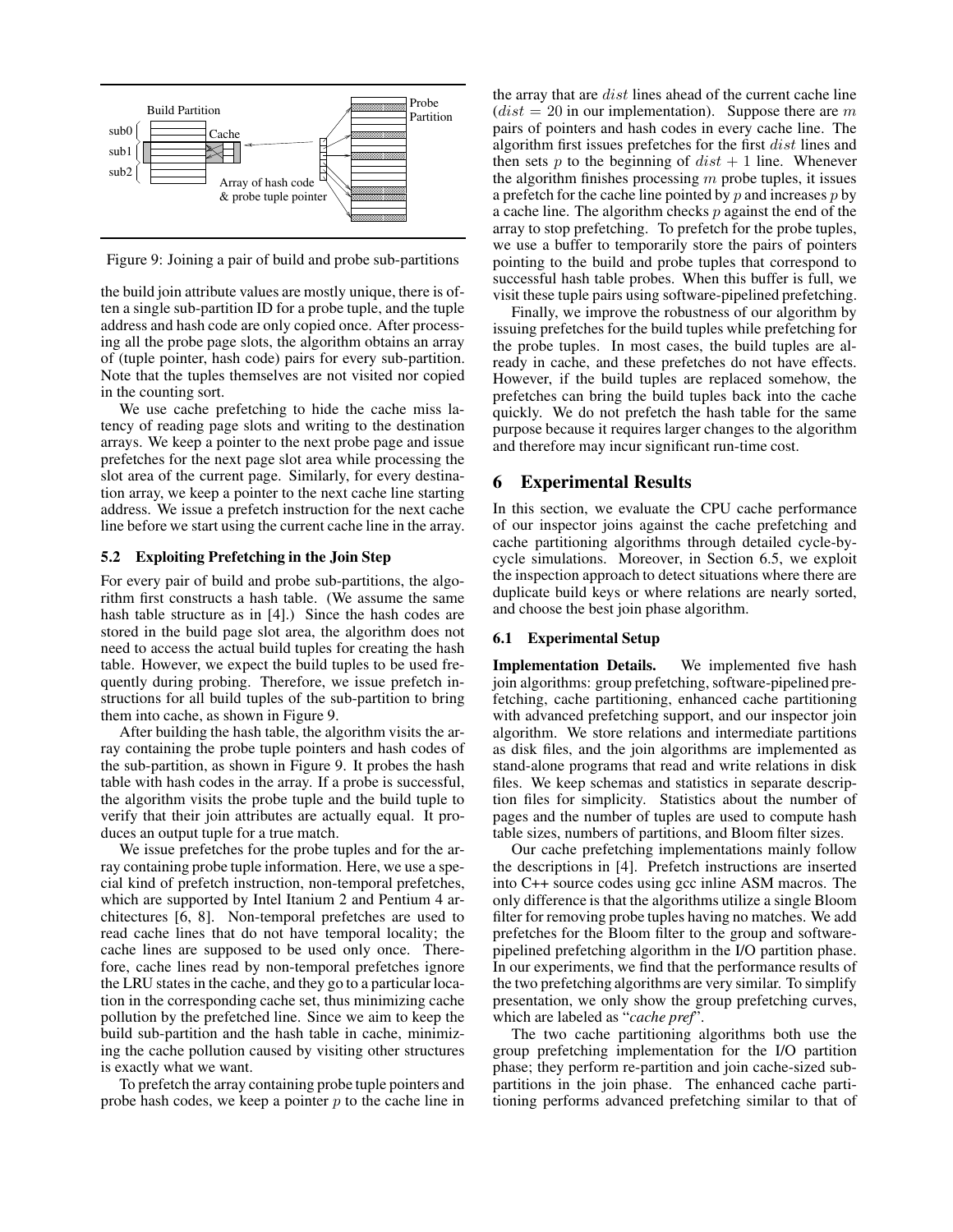Build Partition

sub0

sub1

sub2

Cache

Array of hash code & probe tuple pointer

Probe Partition

Figure 9: Joining a pair of build and probe sub-partitions

the build join attribute values are mostly unique, there is often a single sub-partition ID for a probe tuple, and the tuple address and hash code are only copied once. After processing all the probe page slots, the algorithm obtains an array of (tuple pointer, hash code) pairs for every sub-partition. Note that the tuples themselves are not visited nor copied in the counting sort.

We use cache prefetching to hide the cache miss latency of reading page slots and writing to the destination arrays. We keep a pointer to the next probe page and issue prefetches for the next page slot area while processing the slot area of the current page. Similarly, for every destination array, we keep a pointer to the next cache line starting address. We issue a prefetch instruction for the next cache line before we start using the current cache line in the array.

### 5.2 Exploiting Prefetching in the Join Step

For every pair of build and probe sub-partitions, the algorithm first constructs a hash table. (We assume the same hash table structure as in [4].) Since the hash codes are stored in the build page slot area, the algorithm does not need to access the actual build tuples for creating the hash table. However, we expect the build tuples to be used frequently during probing. Therefore, we issue prefetch instructions for all build tuples of the sub-partition to bring them into cache, as shown in Figure 9.

After building the hash table, the algorithm visits the array containing the probe tuple pointers and hash codes of the sub-partition, as shown in Figure 9. It probes the hash table with hash codes in the array. If a probe is successful, the algorithm visits the probe tuple and the build tuple to verify that their join attributes are actually equal. It produces an output tuple for a true match.

We issue prefetches for the probe tuples and for the array containing probe tuple information. Here, we use a special kind of prefetch instruction, non-temporal prefetches, which are supported by Intel Itanium 2 and Pentium 4 architectures [6, 8]. Non-temporal prefetches are used to read cache lines that do not have temporal locality; the cache lines are supposed to be used only once. Therefore, cache lines read by non-temporal prefetches ignore the LRU states in the cache, and they go to a particular location in the corresponding cache set, thus minimizing cache pollution by the prefetched line. Since we aim to keep the build sub-partition and the hash table in cache, minimizing the cache pollution caused by visiting other structures is exactly what we want.

To prefetch the array containing probe tuple pointers and probe hash codes, we keep a pointer $p$ to the cache line in the array that are $dist$ lines ahead of the current cache line ($dist = 20$ in our implementation). Suppose there are $m$ pairs of pointers and hash codes in every cache line. The algorithm first issues prefetches for the first $dist$ lines and then sets $p$ to the beginning of $dist + 1$ line. Whenever the algorithm finishes processing $m$ probe tuples, it issues a prefetch for the cache line pointed by $p$ and increases $p$ by a cache line. The algorithm checks $p$ against the end of the array to stop prefetching. To prefetch for the probe tuples, we use a buffer to temporarily store the pairs of pointers pointing to the build and probe tuples that correspond to successful hash table probes. When this buffer is full, we visit these tuple pairs using software-pipelined prefetching.

Finally, we improve the robustness of our algorithm by issuing prefetches for the build tuples while prefetching for the probe tuples. In most cases, the build tuples are already in cache, and these prefetches do not have effects. However, if the build tuples are replaced somehow, the prefetches can bring the build tuples back into the cache quickly. We do not prefetch the hash table for the same purpose because it requires larger changes to the algorithm and therefore may incur significant run-time cost.

## 6 Experimental Results

In this section, we evaluate the CPU cache performance of our inspector joins against the cache prefetching and cache partitioning algorithms through detailed cycle-by-cycle simulations. Moreover, in Section 6.5, we exploit the inspection approach to detect situations where there are duplicate build keys or where relations are nearly sorted, and choose the best join phase algorithm.

### 6.1 Experimental Setup

**Implementation Details.** We implemented five hash join algorithms: group prefetching, software-pipelined prefetching, cache partitioning, enhanced cache partitioning with advanced prefetching support, and our inspector join algorithm. We store relations and intermediate partitions as disk files, and the join algorithms are implemented as stand-alone programs that read and write relations in disk files. We keep schemas and statistics in separate description files for simplicity. Statistics about the number of pages and the number of tuples are used to compute hash table sizes, numbers of partitions, and Bloom filter sizes.

Our cache prefetching implementations mainly follow the descriptions in [4]. Prefetch instructions are inserted into C++ source codes using gcc inline ASM macros. The only difference is that the algorithms utilize a single Bloom filter for removing probe tuples having no matches. We add prefetches for the Bloom filter to the group and software-pipelined prefetching algorithm in the I/O partition phase. In our experiments, we find that the performance results of the two prefetching algorithms are very similar. To simplify presentation, we only show the group prefetching curves, which are labeled as "*cache pref*".

The two cache partitioning algorithms both use the group prefetching implementation for the I/O partition phase; they perform re-partition and join cache-sized sub-partitions in the join phase. The enhanced cache partitioning performs advanced prefetching similar to that of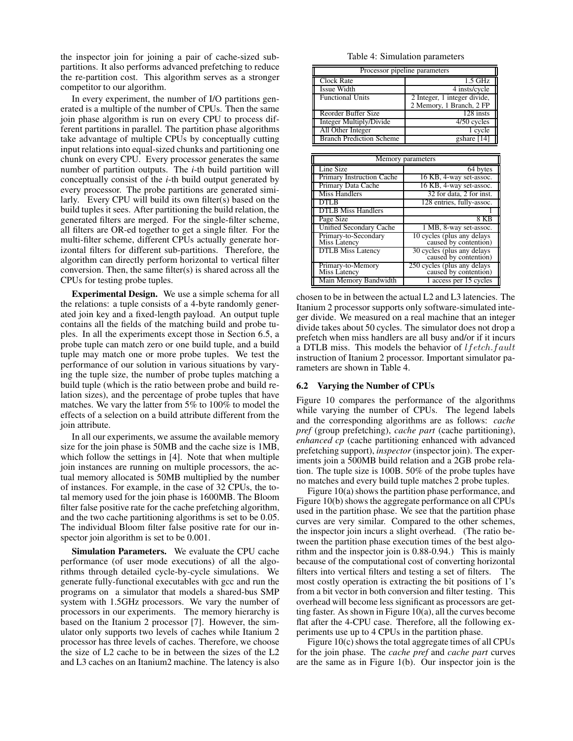the inspector join for joining a pair of cache-sized sub-partitions. It also performs advanced prefetching to reduce the re-partition cost. This algorithm serves as a stronger competitor to our algorithm.

In every experiment, the number of I/O partitions generated is a multiple of the number of CPUs. Then the same join phase algorithm is run on every CPU to process different partitions in parallel. The partition phase algorithms take advantage of multiple CPUs by conceptually cutting input relations into equal-sized chunks and partitioning one chunk on every CPU. Every processor generates the same number of partition outputs. The *i*-th build partition will conceptually consist of the *i*-th build output generated by every processor. The probe partitions are generated similarly. Every CPU will build its own filter(s) based on the build tuples it sees. After partitioning the build relation, the generated filters are merged. For the single-filter scheme, all filters are OR-ed together to get a single filter. For the multi-filter scheme, different CPUs actually generate horizontal filters for different sub-partitions. Therefore, the algorithm can directly perform horizontal to vertical filter conversion. Then, the same filter(s) is shared across all the CPUs for testing probe tuples.

**Experimental Design.** We use a simple schema for all the relations: a tuple consists of a 4-byte randomly generated join key and a fixed-length payload. An output tuple contains all the fields of the matching build and probe tuples. In all the experiments except those in Section 6.5, a probe tuple can match zero or one build tuple, and a build tuple may match one or more probe tuples. We test the performance of our solution in various situations by varying the tuple size, the number of probe tuples matching a build tuple (which is the ratio between probe and build relation sizes), and the percentage of probe tuples that have matches. We vary the latter from 5% to 100% to model the effects of a selection on a build attribute different from the join attribute.

In all our experiments, we assume the available memory size for the join phase is 50MB and the cache size is 1MB, which follow the settings in [4]. Note that when multiple join instances are running on multiple processors, the actual memory allocated is 50MB multiplied by the number of instances. For example, in the case of 32 CPUs, the total memory used for the join phase is 1600MB. The Bloom filter false positive rate for the cache prefetching algorithm, and the two cache partitioning algorithms is set to be 0.05. The individual Bloom filter false positive rate for our inspector join algorithm is set to be 0.001.

**Simulation Parameters.** We evaluate the CPU cache performance (of user mode executions) of all the algorithms through detailed cycle-by-cycle simulations. We generate fully-functional executables with gcc and run the programs on a simulator that models a shared-bus SMP system with 1.5GHz processors. We vary the number of processors in our experiments. The memory hierarchy is based on the Itanium 2 processor [7]. However, the simulator only supports two levels of caches while Itanium 2 processor has three levels of caches. Therefore, we choose the size of L2 cache to be in between the sizes of the L2 and L3 caches on an Itanium2 machine. The latency is also chosen to be in between the actual L2 and L3 latencies. The Itanium 2 processor supports only software-simulated integer divide. We measured on a real machine that an integer divide takes about 50 cycles. The simulator does not drop a prefetch when miss handlers are all busy and/or if it incurs a DTLB miss. This models the behavior of $lfetch.fault$ instruction of Itanium 2 processor. Important simulator parameters are shown in Table 4.

Table 4: Simulation parameters

| Processor pipeline parameters | |
|---|---|
| Clock Rate | 1.5 GHz |
| Issue Width | 4 insts/cycle |
| Functional Units | 2 Integer, 1 integer divide, 2 Memory, 1 Branch, 2 FP |
| Reorder Buffer Size | 128 insts |
| Integer Multiply/Divide | 4/50 cycles |
| All Other Integer | 1 cycle |
| Branch Prediction Scheme | gshare [14] |

| Memory parameters | |
|---|---|
| Line Size | 64 bytes |
| Primary Instruction Cache | 16 KB, 4-way set-assoc. |
| Primary Data Cache | 16 KB, 4-way set-assoc. |
| Miss Handlers | 32 for data, 2 for inst. |
| DTLB | 128 entries, fully-assoc. |
| DTLB Miss Handlers | 1 |
| Page Size | 8 KB |
| Unified Secondary Cache | 1 MB, 8-way set-assoc. |
| Primary-to-Secondary Miss Latency | 10 cycles (plus any delays caused by contention) |
| DTLB Miss Latency | 30 cycles (plus any delays caused by contention) |
| Primary-to-Memory Miss Latency | 250 cycles (plus any delays caused by contention) |
| Main Memory Bandwidth | 1 access per 15 cycles |

### 6.2 Varying the Number of CPUs

Figure 10 compares the performance of the algorithms while varying the number of CPUs. The legend labels and the corresponding algorithms are as follows: *cache pref* (group prefetching), *cache part* (cache partitioning), *enhanced cp* (cache partitioning enhanced with advanced prefetching support), *inspector* (inspector join). The experiments join a 500MB build relation and a 2GB probe relation. The tuple size is 100B. 50% of the probe tuples have no matches and every build tuple matches 2 probe tuples.

Figure 10(a) shows the partition phase performance, and Figure 10(b) shows the aggregate performance on all CPUs used in the partition phase. We see that the partition phase curves are very similar. Compared to the other schemes, the inspector join incurs a slight overhead. (The ratio between the partition phase execution times of the best algorithm and the inspector join is 0.88-0.94.) This is mainly because of the computational cost of converting horizontal filters into vertical filters and testing a set of filters. The most costly operation is extracting the bit positions of 1's from a bit vector in both conversion and filter testing. This overhead will become less significant as processors are getting faster. As shown in Figure 10(a), all the curves become flat after the 4-CPU case. Therefore, all the following experiments use up to 4 CPUs in the partition phase.

Figure 10(c) shows the total aggregate times of all CPUs for the join phase. The *cache pref* and *cache part* curves are the same as in Figure 1(b). Our inspector join is the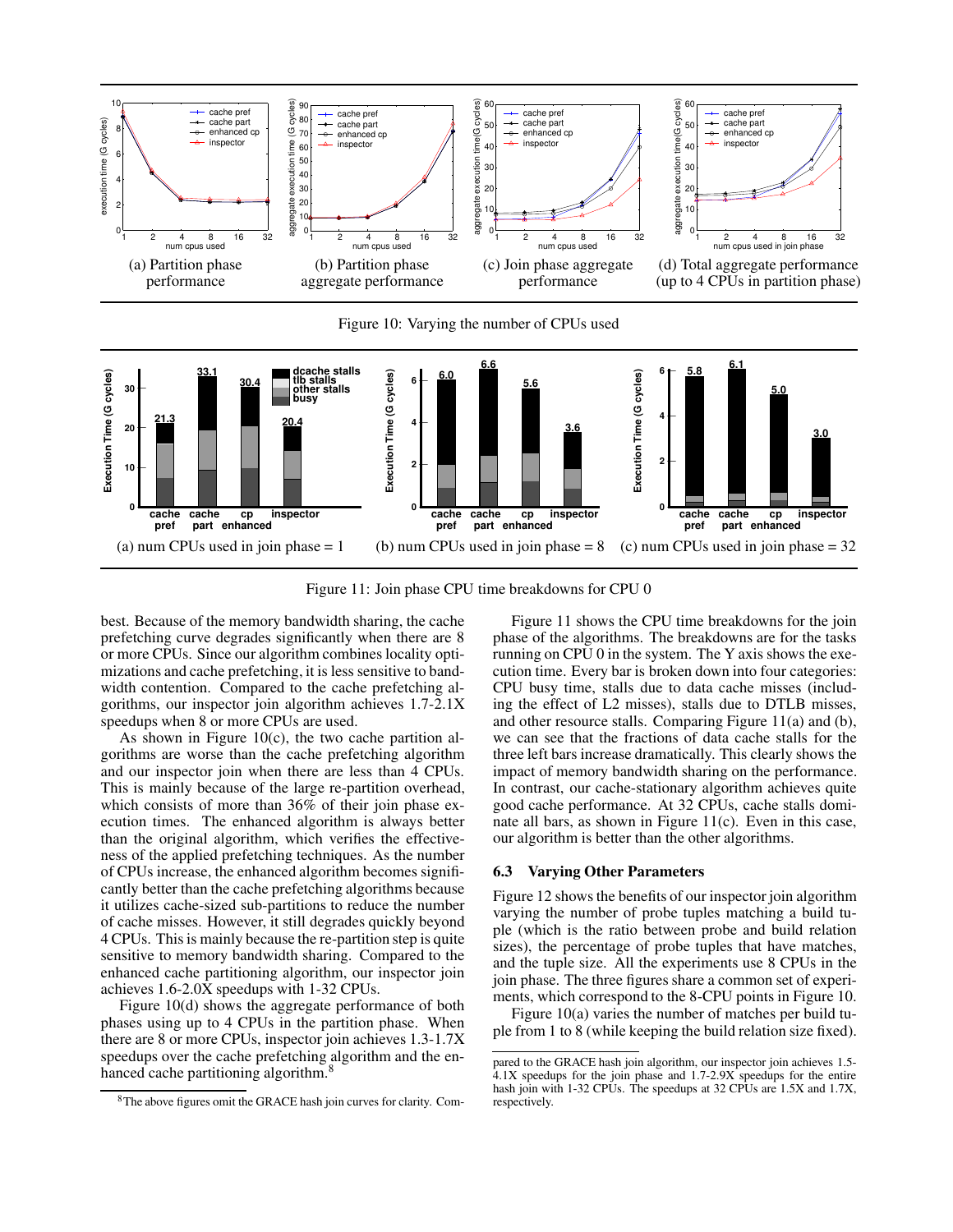(a) Partition phase performance

(b) Partition phase aggregate performance

(c) Join phase aggregate performance

(d) Total aggregate performance (up to 4 CPUs in partition phase)

Figure 10: Varying the number of CPUs used

(a) num CPUs used in join phase = 1

(b) num CPUs used in join phase = 8

(c) num CPUs used in join phase = 32

Figure 11: Join phase CPU time breakdowns for CPU 0

best. Because of the memory bandwidth sharing, the cache prefetching curve degrades significantly when there are 8 or more CPUs. Since our algorithm combines locality optimizations and cache prefetching, it is less sensitive to bandwidth contention. Compared to the cache prefetching algorithms, our inspector join algorithm achieves 1.7-2.1X speedups when 8 or more CPUs are used.

As shown in Figure 10(c), the two cache partition algorithms are worse than the cache prefetching algorithm and our inspector join when there are less than 4 CPUs. This is mainly because of the large re-partition overhead, which consists of more than 36% of their join phase execution times. The enhanced algorithm is always better than the original algorithm, which verifies the effectiveness of the applied prefetching techniques. As the number of CPUs increase, the enhanced algorithm becomes significantly better than the cache prefetching algorithms because it utilizes cache-sized sub-partitions to reduce the number of cache misses. However, it still degrades quickly beyond 4 CPUs. This is mainly because the re-partition step is quite sensitive to memory bandwidth sharing. Compared to the enhanced cache partitioning algorithm, our inspector join achieves 1.6-2.0X speedups with 1-32 CPUs.

Figure 10(d) shows the aggregate performance of both phases using up to 4 CPUs in the partition phase. When there are 8 or more CPUs, inspector join achieves 1.3-1.7X speedups over the cache prefetching algorithm and the enhanced cache partitioning algorithm.[8]

Figure 11 shows the CPU time breakdowns for the join phase of the algorithms. The breakdowns are for the tasks running on CPU 0 in the system. The Y axis shows the execution time. Every bar is broken down into four categories: CPU busy time, stalls due to data cache misses (including the effect of L2 misses), stalls due to DTLB misses, and other resource stalls. Comparing Figure 11(a) and (b), we can see that the fractions of data cache stalls for the three left bars increase dramatically. This clearly shows the impact of memory bandwidth sharing on the performance. In contrast, our cache-stationary algorithm achieves quite good cache performance. At 32 CPUs, cache stalls dominate all bars, as shown in Figure 11(c). Even in this case, our algorithm is better than the other algorithms.

### 6.3 Varying Other Parameters

Figure 12 shows the benefits of our inspector join algorithm varying the number of probe tuples matching a build tuple (which is the ratio between probe and build relation sizes), the percentage of probe tuples that have matches, and the tuple size. All the experiments use 8 CPUs in the join phase. The three figures share a common set of experiments, which correspond to the 8-CPU points in Figure 10.

Figure 10(a) varies the number of matches per build tuple from 1 to 8 (while keeping the build relation size fixed).

[8] The above figures omit the GRACE hash join curves for clarity. Compared to the GRACE hash join algorithm, our inspector join achieves 1.5-4.1X speedups for the join phase and 1.7-2.9X speedups for the entire hash join with 1-32 CPUs. The speedups at 32 CPUs are 1.5X and 1.7X, respectively.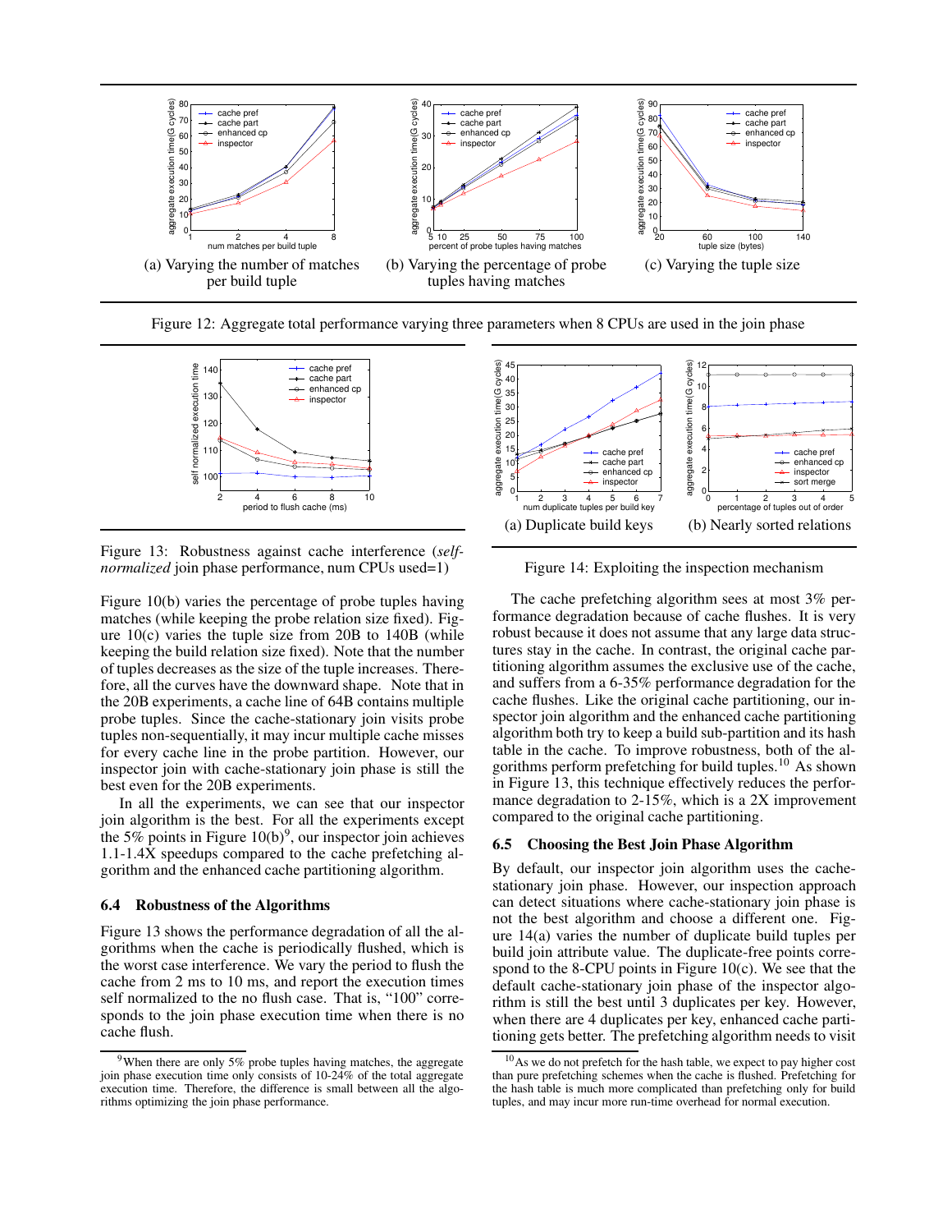Figure 12: Aggregate total performance varying three parameters when 8 CPUs are used in the join phase

(a) Varying the number of matches per build tuple

(b) Varying the percentage of probe tuples having matches

(c) Varying the tuple size

Figure 13: Robustness against cache interference (*self-normalized* join phase performance, num CPUs used=1)

(a) Duplicate build keys

(b) Nearly sorted relations

Figure 14: Exploiting the inspection mechanism

Figure 10(b) varies the percentage of probe tuples having matches (while keeping the probe relation size fixed). Figure 10(c) varies the tuple size from 20B to 140B (while keeping the build relation size fixed). Note that the number of tuples decreases as the size of the tuple increases. Therefore, all the curves have the downward shape. Note that in the 20B experiments, a cache line of 64B contains multiple probe tuples. Since the cache-stationary join visits probe tuples non-sequentially, it may incur multiple cache misses for every cache line in the probe partition. However, our inspector join with cache-stationary join phase is still the best even for the 20B experiments.

In all the experiments, we can see that our inspector join algorithm is the best. For all the experiments except the 5% points in Figure 10(b)[9], our inspector join achieves 1.1-1.4X speedups compared to the cache prefetching algorithm and the enhanced cache partitioning algorithm.

### 6.4 Robustness of the Algorithms

Figure 13 shows the performance degradation of all the algorithms when the cache is periodically flushed, which is the worst case interference. We vary the period to flush the cache from 2 ms to 10 ms, and report the execution times self normalized to the no flush case. That is, "100" corresponds to the join phase execution time when there is no cache flush.

The cache prefetching algorithm sees at most 3% performance degradation because of cache flushes. It is very robust because it does not assume that any large data structures stay in the cache. In contrast, the original cache partitioning algorithm assumes the exclusive use of the cache, and suffers from a 6-35% performance degradation for the cache flushes. Like the original cache partitioning, our inspector join algorithm and the enhanced cache partitioning algorithm both try to keep a build sub-partition and its hash table in the cache. To improve robustness, both of the algorithms perform prefetching for build tuples.[10] As shown in Figure 13, this technique effectively reduces the performance degradation to 2-15%, which is a 2X improvement compared to the original cache partitioning.

### 6.5 Choosing the Best Join Phase Algorithm

By default, our inspector join algorithm uses the cache-stationary join phase. However, our inspection approach can detect situations where cache-stationary join phase is not the best algorithm and choose a different one. Figure 14(a) varies the number of duplicate build tuples per build join attribute value. The duplicate-free points correspond to the 8-CPU points in Figure 10(c). We see that the default cache-stationary join phase of the inspector algorithm is still the best until 3 duplicates per key. However, when there are 4 duplicates per key, enhanced cache partitioning gets better. The prefetching algorithm needs to visit

[9] When there are only 5% probe tuples having matches, the aggregate join phase execution time only consists of 10-24% of the total aggregate execution time. Therefore, the difference is small between all the algorithms optimizing the join phase performance.

[10] As we do not prefetch for the hash table, we expect to pay higher cost than pure prefetching schemes when the cache is flushed. Prefetching for the hash table is much more complicated than prefetching only for build tuples, and may incur more run-time overhead for normal execution.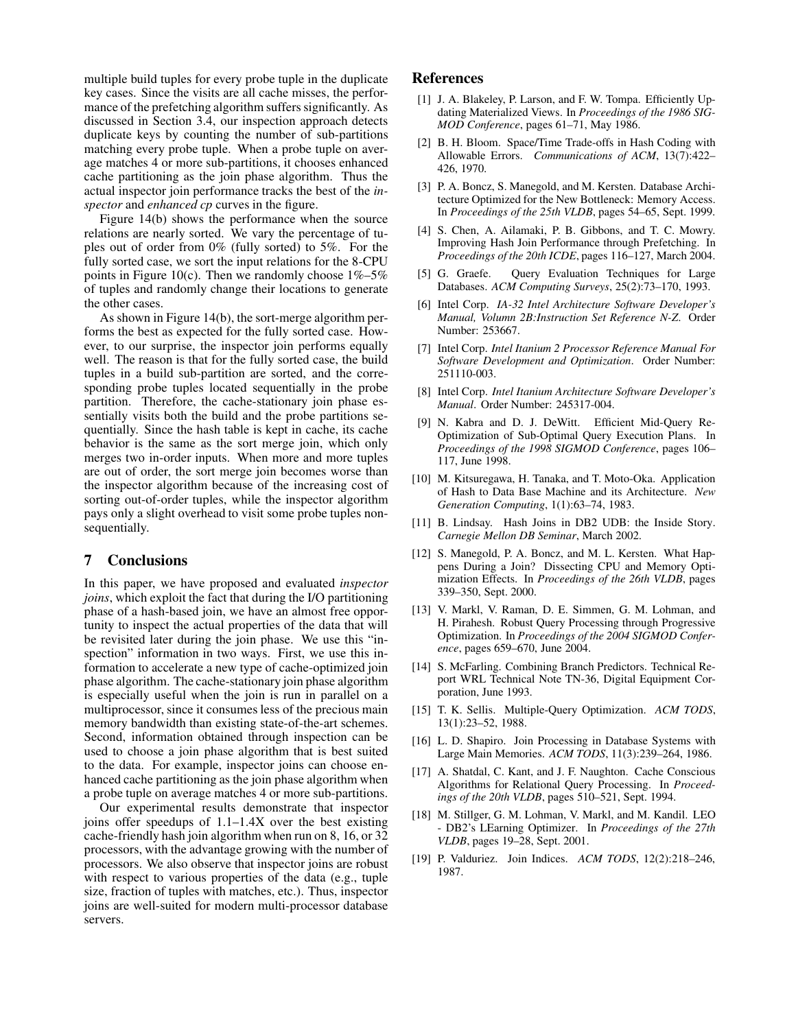multiple build tuples for every probe tuple in the duplicate key cases. Since the visits are all cache misses, the performance of the prefetching algorithm suffers significantly. As discussed in Section 3.4, our inspection approach detects duplicate keys by counting the number of sub-partitions matching every probe tuple. When a probe tuple on average matches 4 or more sub-partitions, it chooses enhanced cache partitioning as the join phase algorithm. Thus the actual inspector join performance tracks the best of the *inspector* and *enhanced cp* curves in the figure.

Figure 14(b) shows the performance when the source relations are nearly sorted. We vary the percentage of tuples out of order from 0% (fully sorted) to 5%. For the fully sorted case, we sort the input relations for the 8-CPU points in Figure 10(c). Then we randomly choose 1%–5% of tuples and randomly change their locations to generate the other cases.

As shown in Figure 14(b), the sort-merge algorithm performs the best as expected for the fully sorted case. However, to our surprise, the inspector join performs equally well. The reason is that for the fully sorted case, the build tuples in a build sub-partition are sorted, and the corresponding probe tuples located sequentially in the probe partition. Therefore, the cache-stationary join phase essentially visits both the build and the probe partitions sequentially. Since the hash table is kept in cache, its cache behavior is the same as the sort merge join, which only merges two in-order inputs. When more and more tuples are out of order, the sort merge join becomes worse than the inspector algorithm because of the increasing cost of sorting out-of-order tuples, while the inspector algorithm pays only a slight overhead to visit some probe tuples non-sequentially.

## 7 Conclusions

In this paper, we have proposed and evaluated *inspector joins*, which exploit the fact that during the I/O partitioning phase of a hash-based join, we have an almost free opportunity to inspect the actual properties of the data that will be revisited later during the join phase. We use this "inspection" information in two ways. First, we use this information to accelerate a new type of cache-optimized join phase algorithm. The cache-stationary join phase algorithm is especially useful when the join is run in parallel on a multiprocessor, since it consumes less of the precious main memory bandwidth than existing state-of-the-art schemes. Second, information obtained through inspection can be used to choose a join phase algorithm that is best suited to the data. For example, inspector joins can choose enhanced cache partitioning as the join phase algorithm when a probe tuple on average matches 4 or more sub-partitions.

Our experimental results demonstrate that inspector joins offer speedups of 1.1–1.4X over the best existing cache-friendly hash join algorithm when run on 8, 16, or 32 processors, with the advantage growing with the number of processors. We also observe that inspector joins are robust with respect to various properties of the data (e.g., tuple size, fraction of tuples with matches, etc.). Thus, inspector joins are well-suited for modern multi-processor database servers.

## References

[1] J. A. Blakeley, P. Larson, and F. W. Tompa. Efficiently Updating Materialized Views. In *Proceedings of the 1986 SIGMOD Conference*, pages 61–71, May 1986.

[2] B. H. Bloom. Space/Time Trade-offs in Hash Coding with Allowable Errors. *Communications of ACM*, 13(7):422–426, 1970.

[3] P. A. Boncz, S. Manegold, and M. Kersten. Database Architecture Optimized for the New Bottleneck: Memory Access. In *Proceedings of the 25th VLDB*, pages 54–65, Sept. 1999.

[4] S. Chen, A. Ailamaki, P. B. Gibbons, and T. C. Mowry. Improving Hash Join Performance through Prefetching. In *Proceedings of the 20th ICDE*, pages 116–127, March 2004.

[5] G. Graefe. Query Evaluation Techniques for Large Databases. *ACM Computing Surveys*, 25(2):73–170, 1993.

[6] Intel Corp. *IA-32 Intel Architecture Software Developer's Manual, Volumn 2B:Instruction Set Reference N-Z*. Order Number: 253667.

[7] Intel Corp. *Intel Itanium 2 Processor Reference Manual For Software Development and Optimization*. Order Number: 251110-003.

[8] Intel Corp. *Intel Itanium Architecture Software Developer's Manual*. Order Number: 245317-004.

[9] N. Kabra and D. J. DeWitt. Efficient Mid-Query Re-Optimization of Sub-Optimal Query Execution Plans. In *Proceedings of the 1998 SIGMOD Conference*, pages 106–117, June 1998.

[10] M. Kitsuregawa, H. Tanaka, and T. Moto-Oka. Application of Hash to Data Base Machine and its Architecture. *New Generation Computing*, 1(1):63–74, 1983.

[11] B. Lindsay. Hash Joins in DB2 UDB: the Inside Story. *Carnegie Mellon DB Seminar*, March 2002.

[12] S. Manegold, P. A. Boncz, and M. L. Kersten. What Happens During a Join? Dissecting CPU and Memory Optimization Effects. In *Proceedings of the 26th VLDB*, pages 339–350, Sept. 2000.

[13] V. Markl, V. Raman, D. E. Simmen, G. M. Lohman, and H. Pirahesh. Robust Query Processing through Progressive Optimization. In *Proceedings of the 2004 SIGMOD Conference*, pages 659–670, June 2004.

[14] S. McFarling. Combining Branch Predictors. Technical Report WRL Technical Note TN-36, Digital Equipment Corporation, June 1993.

[15] T. K. Sellis. Multiple-Query Optimization. *ACM TODS*, 13(1):23–52, 1988.

[16] L. D. Shapiro. Join Processing in Database Systems with Large Main Memories. *ACM TODS*, 11(3):239–264, 1986.

[17] A. Shatdal, C. Kant, and J. F. Naughton. Cache Conscious Algorithms for Relational Query Processing. In *Proceedings of the 20th VLDB*, pages 510–521, Sept. 1994.

[18] M. Stillger, G. M. Lohman, V. Markl, and M. Kandil. LEO - DB2's LEarning Optimizer. In *Proceedings of the 27th VLDB*, pages 19–28, Sept. 2001.

[19] P. Valduriez. Join Indices. *ACM TODS*, 12(2):218–246, 1987.